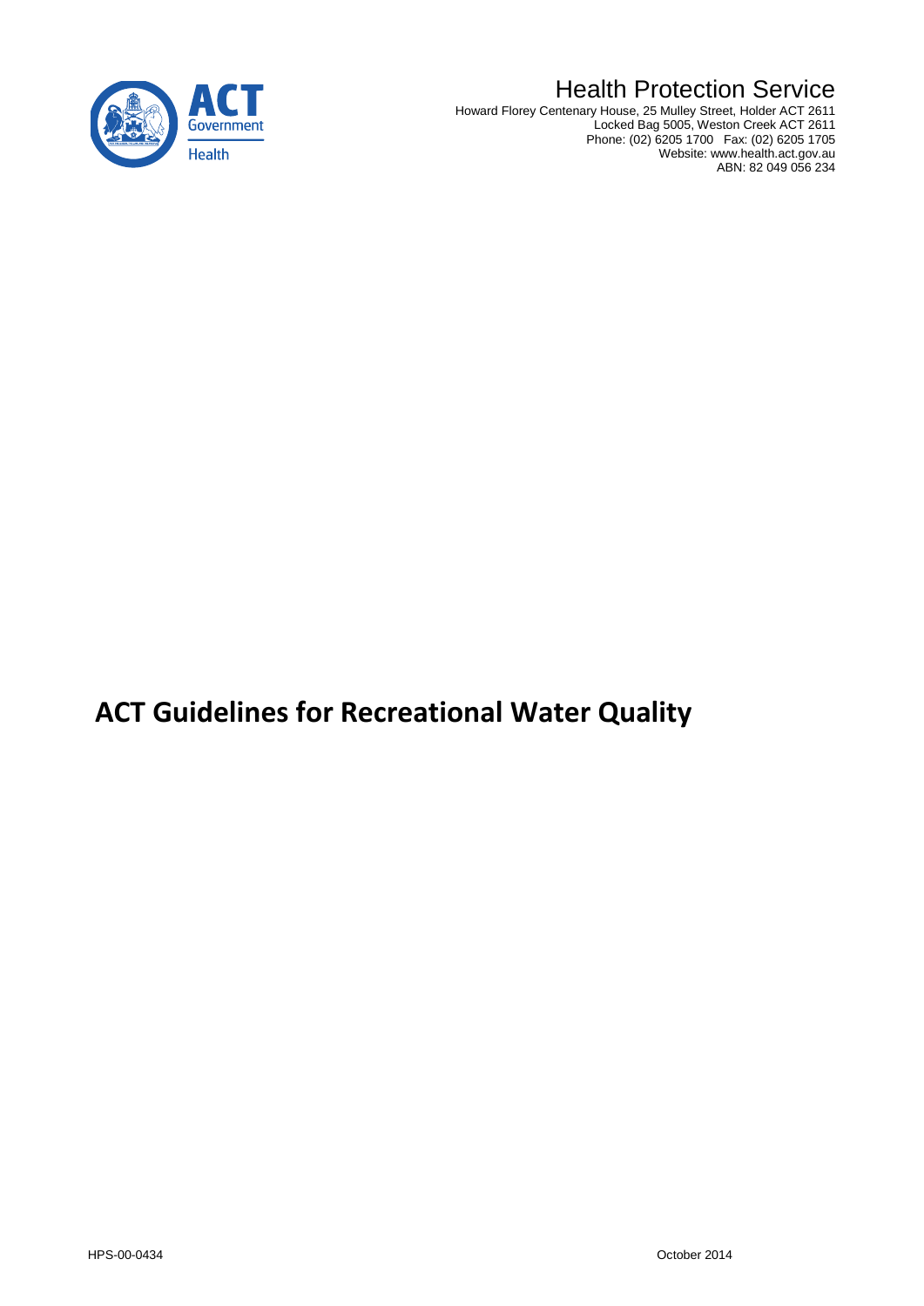Health Protection Service

Howard Florey Centenary House, 25 Mulley Street, Holder ACT 2611
Locked Bag 5005, Weston Creek ACT 2611
Phone: (02) 6205 1700 Fax: (02) 6205 1705
Website: www.health.act.gov.au
ABN: 82 049 056 234

# ACT Guidelines for Recreational Water Quality

HPS-00-0434

October 2014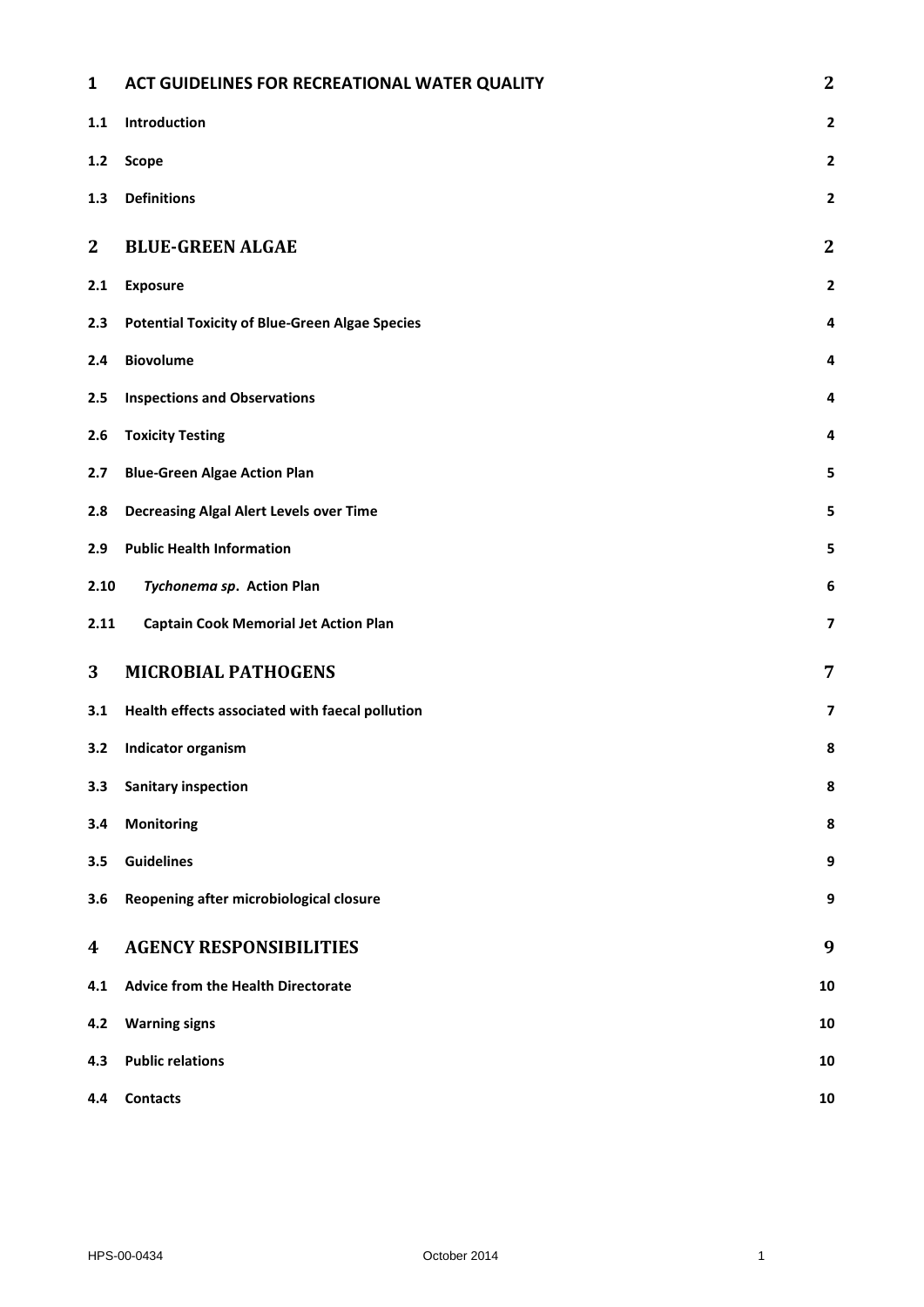| | | |
|---|---|---|
| **1** | **ACT GUIDELINES FOR RECREATIONAL WATER QUALITY** | **2** |
| **1.1** | **Introduction** | **2** |
| **1.2** | **Scope** | **2** |
| **1.3** | **Definitions** | **2** |
| **2** | **BLUE-GREEN ALGAE** | **2** |
| **2.1** | **Exposure** | **2** |
| **2.3** | **Potential Toxicity of Blue-Green Algae Species** | **4** |
| **2.4** | **Biovolume** | **4** |
| **2.5** | **Inspections and Observations** | **4** |
| **2.6** | **Toxicity Testing** | **4** |
| **2.7** | **Blue-Green Algae Action Plan** | **5** |
| **2.8** | **Decreasing Algal Alert Levels over Time** | **5** |
| **2.9** | **Public Health Information** | **5** |
| **2.10** | ***Tychonema sp*. Action Plan** | **6** |
| **2.11** | **Captain Cook Memorial Jet Action Plan** | **7** |
| **3** | **MICROBIAL PATHOGENS** | **7** |
| **3.1** | **Health effects associated with faecal pollution** | **7** |
| **3.2** | **Indicator organism** | **8** |
| **3.3** | **Sanitary inspection** | **8** |
| **3.4** | **Monitoring** | **8** |
| **3.5** | **Guidelines** | **9** |
| **3.6** | **Reopening after microbiological closure** | **9** |
| **4** | **AGENCY RESPONSIBILITIES** | **9** |
| **4.1** | **Advice from the Health Directorate** | **10** |
| **4.2** | **Warning signs** | **10** |
| **4.3** | **Public relations** | **10** |
| **4.4** | **Contacts** | **10** |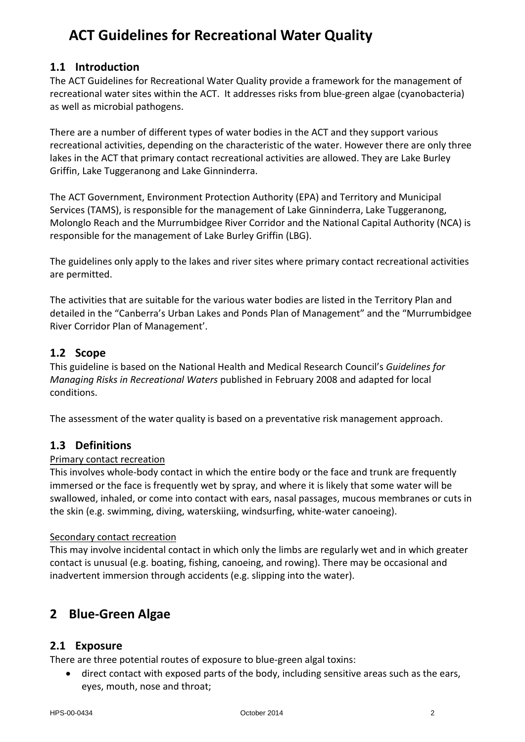# ACT Guidelines for Recreational Water Quality

## 1.1 Introduction

The ACT Guidelines for Recreational Water Quality provide a framework for the management of recreational water sites within the ACT. It addresses risks from blue-green algae (cyanobacteria) as well as microbial pathogens.

There are a number of different types of water bodies in the ACT and they support various recreational activities, depending on the characteristic of the water. However there are only three lakes in the ACT that primary contact recreational activities are allowed. They are Lake Burley Griffin, Lake Tuggeranong and Lake Ginninderra.

The ACT Government, Environment Protection Authority (EPA) and Territory and Municipal Services (TAMS), is responsible for the management of Lake Ginninderra, Lake Tuggeranong, Molonglo Reach and the Murrumbidgee River Corridor and the National Capital Authority (NCA) is responsible for the management of Lake Burley Griffin (LBG).

The guidelines only apply to the lakes and river sites where primary contact recreational activities are permitted.

The activities that are suitable for the various water bodies are listed in the Territory Plan and detailed in the "Canberra's Urban Lakes and Ponds Plan of Management" and the "Murrumbidgee River Corridor Plan of Management'.

## 1.2 Scope

This guideline is based on the National Health and Medical Research Council's *Guidelines for Managing Risks in Recreational Waters* published in February 2008 and adapted for local conditions.

The assessment of the water quality is based on a preventative risk management approach.

## 1.3 Definitions

Primary contact recreation

This involves whole-body contact in which the entire body or the face and trunk are frequently immersed or the face is frequently wet by spray, and where it is likely that some water will be swallowed, inhaled, or come into contact with ears, nasal passages, mucous membranes or cuts in the skin (e.g. swimming, diving, waterskiing, windsurfing, white-water canoeing).

Secondary contact recreation

This may involve incidental contact in which only the limbs are regularly wet and in which greater contact is unusual (e.g. boating, fishing, canoeing, and rowing). There may be occasional and inadvertent immersion through accidents (e.g. slipping into the water).

# 2 Blue-Green Algae

## 2.1 Exposure

There are three potential routes of exposure to blue-green algal toxins:

- direct contact with exposed parts of the body, including sensitive areas such as the ears, eyes, mouth, nose and throat;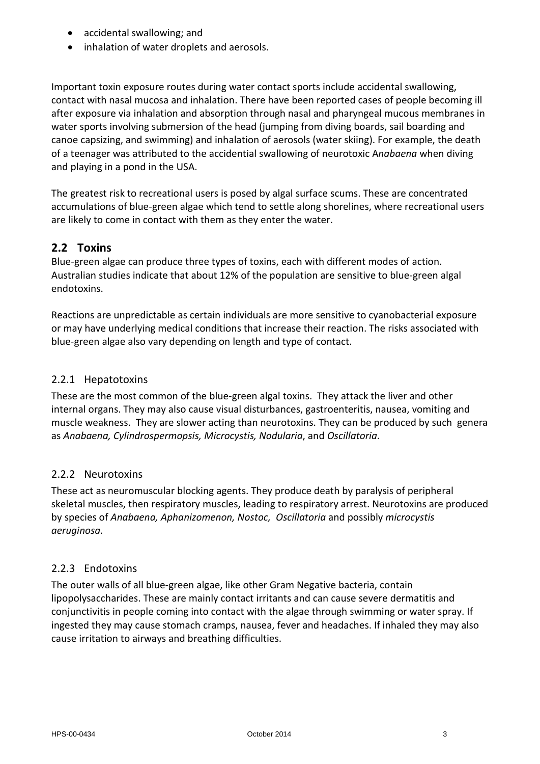- accidental swallowing; and
- inhalation of water droplets and aerosols.

Important toxin exposure routes during water contact sports include accidental swallowing, contact with nasal mucosa and inhalation. There have been reported cases of people becoming ill after exposure via inhalation and absorption through nasal and pharyngeal mucous membranes in water sports involving submersion of the head (jumping from diving boards, sail boarding and canoe capsizing, and swimming) and inhalation of aerosols (water skiing). For example, the death of a teenager was attributed to the accidental swallowing of neurotoxic A*nabaena* when diving and playing in a pond in the USA.

The greatest risk to recreational users is posed by algal surface scums. These are concentrated accumulations of blue-green algae which tend to settle along shorelines, where recreational users are likely to come in contact with them as they enter the water.

## 2.2 Toxins

Blue-green algae can produce three types of toxins, each with different modes of action. Australian studies indicate that about 12% of the population are sensitive to blue-green algal endotoxins.

Reactions are unpredictable as certain individuals are more sensitive to cyanobacterial exposure or may have underlying medical conditions that increase their reaction. The risks associated with blue-green algae also vary depending on length and type of contact.

### 2.2.1 Hepatotoxins

These are the most common of the blue-green algal toxins. They attack the liver and other internal organs. They may also cause visual disturbances, gastroenteritis, nausea, vomiting and muscle weakness. They are slower acting than neurotoxins. They can be produced by such genera as *Anabaena, Cylindrospermopsis, Microcystis, Nodularia*, and *Oscillatoria*.

### 2.2.2 Neurotoxins

These act as neuromuscular blocking agents. They produce death by paralysis of peripheral skeletal muscles, then respiratory muscles, leading to respiratory arrest. Neurotoxins are produced by species of *Anabaena, Aphanizomenon, Nostoc, Oscillatoria* and possibly *microcystis aeruginosa.*

### 2.2.3 Endotoxins

The outer walls of all blue-green algae, like other Gram Negative bacteria, contain lipopolysaccharides. These are mainly contact irritants and can cause severe dermatitis and conjunctivitis in people coming into contact with the algae through swimming or water spray. If ingested they may cause stomach cramps, nausea, fever and headaches. If inhaled they may also cause irritation to airways and breathing difficulties.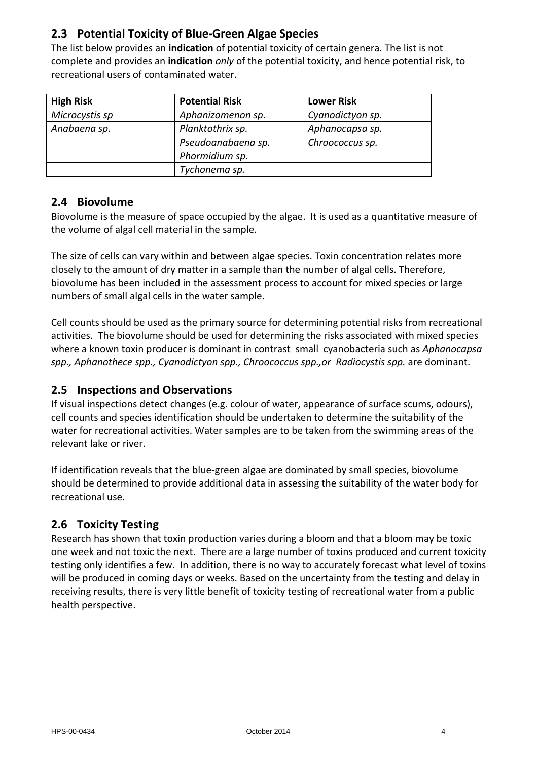## 2.3 Potential Toxicity of Blue-Green Algae Species

The list below provides an **indication** of potential toxicity of certain genera. The list is not complete and provides an **indication** *only* of the potential toxicity, and hence potential risk, to recreational users of contaminated water.

| **High Risk** | **Potential Risk** | **Lower Risk** |
|---|---|---|
| *Microcystis sp* | *Aphanizomenon sp.* | *Cyanodictyon sp.* |
| *Anabaena sp.* | *Planktothrix sp.* | *Aphanocapsa sp.* |
| | *Pseudoanabaena sp.* | *Chroococcus sp.* |
| | *Phormidium sp.* | |
| | *Tychonema sp.* | |

## 2.4 Biovolume

Biovolume is the measure of space occupied by the algae. It is used as a quantitative measure of the volume of algal cell material in the sample.

The size of cells can vary within and between algae species. Toxin concentration relates more closely to the amount of dry matter in a sample than the number of algal cells. Therefore, biovolume has been included in the assessment process to account for mixed species or large numbers of small algal cells in the water sample.

Cell counts should be used as the primary source for determining potential risks from recreational activities. The biovolume should be used for determining the risks associated with mixed species where a known toxin producer is dominant in contrast small cyanobacteria such as *Aphanocapsa spp., Aphanothece spp., Cyanodictyon spp., Chroococcus spp.,or Radiocystis spp.* are dominant.

## 2.5 Inspections and Observations

If visual inspections detect changes (e.g. colour of water, appearance of surface scums, odours), cell counts and species identification should be undertaken to determine the suitability of the water for recreational activities. Water samples are to be taken from the swimming areas of the relevant lake or river.

If identification reveals that the blue-green algae are dominated by small species, biovolume should be determined to provide additional data in assessing the suitability of the water body for recreational use.

## 2.6 Toxicity Testing

Research has shown that toxin production varies during a bloom and that a bloom may be toxic one week and not toxic the next. There are a large number of toxins produced and current toxicity testing only identifies a few. In addition, there is no way to accurately forecast what level of toxins will be produced in coming days or weeks. Based on the uncertainty from the testing and delay in receiving results, there is very little benefit of toxicity testing of recreational water from a public health perspective.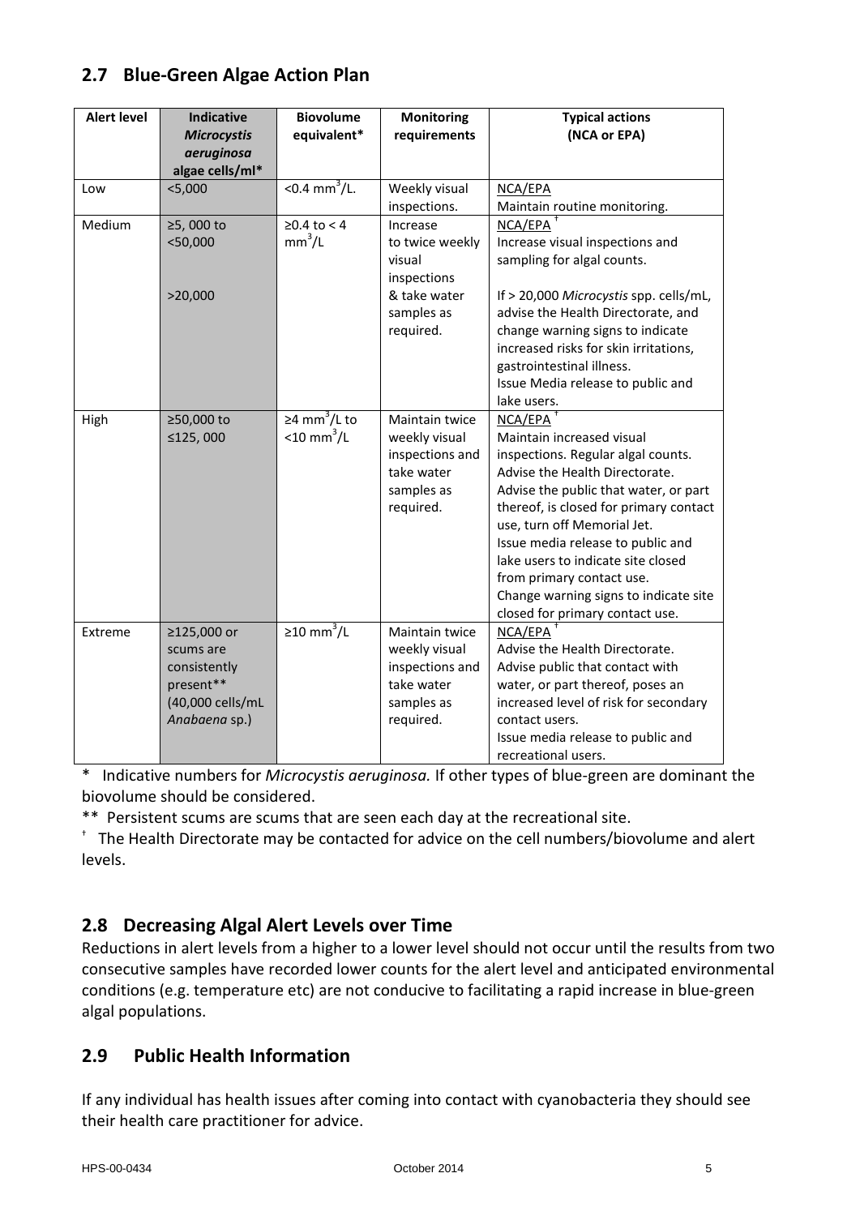## 2.7 Blue-Green Algae Action Plan

| Alert level | Indicative *Microcystis aeruginosa* algae cells/ml* | Biovolume equivalent* | Monitoring requirements | Typical actions (NCA or EPA) |
|---|---|---|---|---|
| Low | <5,000 | <0.4 $mm^3$/L. | Weekly visual inspections. | NCA/EPA<br>Maintain routine monitoring. |
| Medium | ≥5, 000 to <50,000<br><br>>20,000 | ≥0.4 to < 4 $mm^3$/L | Increase to twice weekly visual inspections & take water samples as required. | NCA/EPA †<br>Increase visual inspections and sampling for algal counts.<br><br>If > 20,000 *Microcystis* spp. cells/mL, advise the Health Directorate, and change warning signs to indicate increased risks for skin irritations, gastrointestinal illness.<br>Issue Media release to public and lake users. |
| High | ≥50,000 to ≤125, 000 | ≥4 $mm^3$/L to <10 $mm^3$/L | Maintain twice weekly visual inspections and take water samples as required. | NCA/EPA †<br>Maintain increased visual inspections. Regular algal counts.<br>Advise the Health Directorate.<br>Advise the public that water, or part thereof, is closed for primary contact use, turn off Memorial Jet.<br>Issue media release to public and lake users to indicate site closed from primary contact use.<br>Change warning signs to indicate site closed for primary contact use. |
| Extreme | ≥125,000 or scums are consistently present** (40,000 cells/mL *Anabaena* sp.) | ≥10 $mm^3$/L | Maintain twice weekly visual inspections and take water samples as required. | NCA/EPA †<br>Advise the Health Directorate.<br>Advise public that contact with water, or part thereof, poses an increased level of risk for secondary contact users.<br>Issue media release to public and recreational users. |

\* Indicative numbers for *Microcystis aeruginosa.* If other types of blue-green are dominant the biovolume should be considered.

** Persistent scums are scums that are seen each day at the recreational site.

† The Health Directorate may be contacted for advice on the cell numbers/biovolume and alert levels.

## 2.8 Decreasing Algal Alert Levels over Time

Reductions in alert levels from a higher to a lower level should not occur until the results from two consecutive samples have recorded lower counts for the alert level and anticipated environmental conditions (e.g. temperature etc) are not conducive to facilitating a rapid increase in blue-green algal populations.

## 2.9 Public Health Information

If any individual has health issues after coming into contact with cyanobacteria they should see their health care practitioner for advice.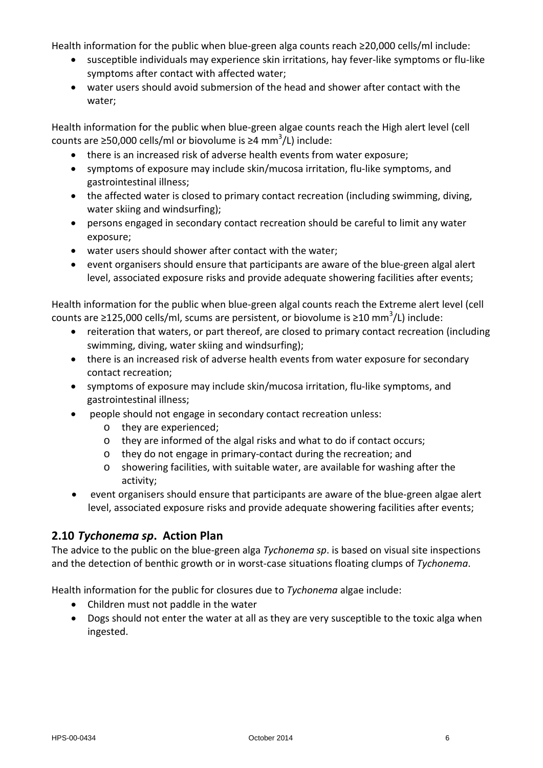Health information for the public when blue-green alga counts reach ≥20,000 cells/ml include:

- susceptible individuals may experience skin irritations, hay fever-like symptoms or flu-like symptoms after contact with affected water;
- water users should avoid submersion of the head and shower after contact with the water;

Health information for the public when blue-green algae counts reach the High alert level (cell counts are ≥50,000 cells/ml or biovolume is ≥4 $mm^3$/L) include:

- there is an increased risk of adverse health events from water exposure;
- symptoms of exposure may include skin/mucosa irritation, flu-like symptoms, and gastrointestinal illness;
- the affected water is closed to primary contact recreation (including swimming, diving, water skiing and windsurfing);
- persons engaged in secondary contact recreation should be careful to limit any water exposure;
- water users should shower after contact with the water;
- event organisers should ensure that participants are aware of the blue-green algal alert level, associated exposure risks and provide adequate showering facilities after events;

Health information for the public when blue-green algal counts reach the Extreme alert level (cell counts are ≥125,000 cells/ml, scums are persistent, or biovolume is ≥10 $mm^3$/L) include:

- reiteration that waters, or part thereof, are closed to primary contact recreation (including swimming, diving, water skiing and windsurfing);
- there is an increased risk of adverse health events from water exposure for secondary contact recreation;
- symptoms of exposure may include skin/mucosa irritation, flu-like symptoms, and gastrointestinal illness;
- people should not engage in secondary contact recreation unless:
    - they are experienced;
    - they are informed of the algal risks and what to do if contact occurs;
    - they do not engage in primary-contact during the recreation; and
    - showering facilities, with suitable water, are available for washing after the activity;
- event organisers should ensure that participants are aware of the blue-green algae alert level, associated exposure risks and provide adequate showering facilities after events;

## 2.10 *Tychonema sp*. Action Plan

The advice to the public on the blue-green alga *Tychonema sp*. is based on visual site inspections and the detection of benthic growth or in worst-case situations floating clumps of *Tychonema*.

Health information for the public for closures due to *Tychonema* algae include:

- Children must not paddle in the water
- Dogs should not enter the water at all as they are very susceptible to the toxic alga when ingested.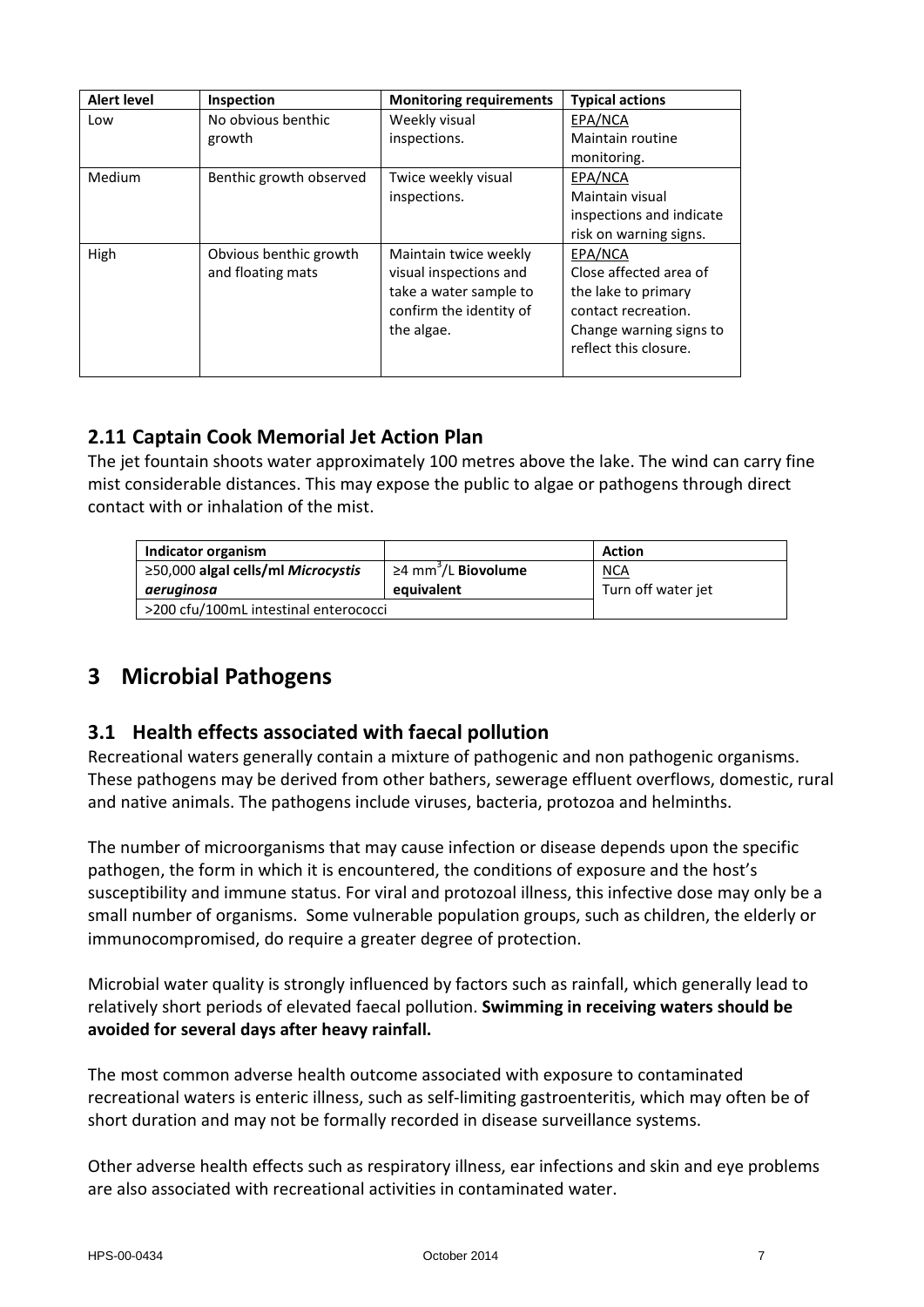| Alert level | Inspection | Monitoring requirements | Typical actions |
|---|---|---|---|
| Low | No obvious benthic growth | Weekly visual inspections. | EPA/NCA<br>Maintain routine monitoring. |
| Medium | Benthic growth observed | Twice weekly visual inspections. | EPA/NCA<br>Maintain visual inspections and indicate risk on warning signs. |
| High | Obvious benthic growth and floating mats | Maintain twice weekly visual inspections and take a water sample to confirm the identity of the algae. | EPA/NCA<br>Close affected area of the lake to primary contact recreation. Change warning signs to reflect this closure. |

## 2.11 Captain Cook Memorial Jet Action Plan

The jet fountain shoots water approximately 100 metres above the lake. The wind can carry fine mist considerable distances. This may expose the public to algae or pathogens through direct contact with or inhalation of the mist.

| Indicator organism | | Action |
|---|---|---|
| ≥50,000 **algal cells/ml *Microcystis aeruginosa*** | ≥4 $mm^3$/L **Biovolume equivalent** | NCA<br>Turn off water jet |
| >200 cfu/100mL intestinal enterococci | | |

# 3 Microbial Pathogens

## 3.1 Health effects associated with faecal pollution

Recreational waters generally contain a mixture of pathogenic and non pathogenic organisms. These pathogens may be derived from other bathers, sewerage effluent overflows, domestic, rural and native animals. The pathogens include viruses, bacteria, protozoa and helminths.

The number of microorganisms that may cause infection or disease depends upon the specific pathogen, the form in which it is encountered, the conditions of exposure and the host's susceptibility and immune status. For viral and protozoal illness, this infective dose may only be a small number of organisms. Some vulnerable population groups, such as children, the elderly or immunocompromised, do require a greater degree of protection.

Microbial water quality is strongly influenced by factors such as rainfall, which generally lead to relatively short periods of elevated faecal pollution. **Swimming in receiving waters should be avoided for several days after heavy rainfall.**

The most common adverse health outcome associated with exposure to contaminated recreational waters is enteric illness, such as self-limiting gastroenteritis, which may often be of short duration and may not be formally recorded in disease surveillance systems.

Other adverse health effects such as respiratory illness, ear infections and skin and eye problems are also associated with recreational activities in contaminated water.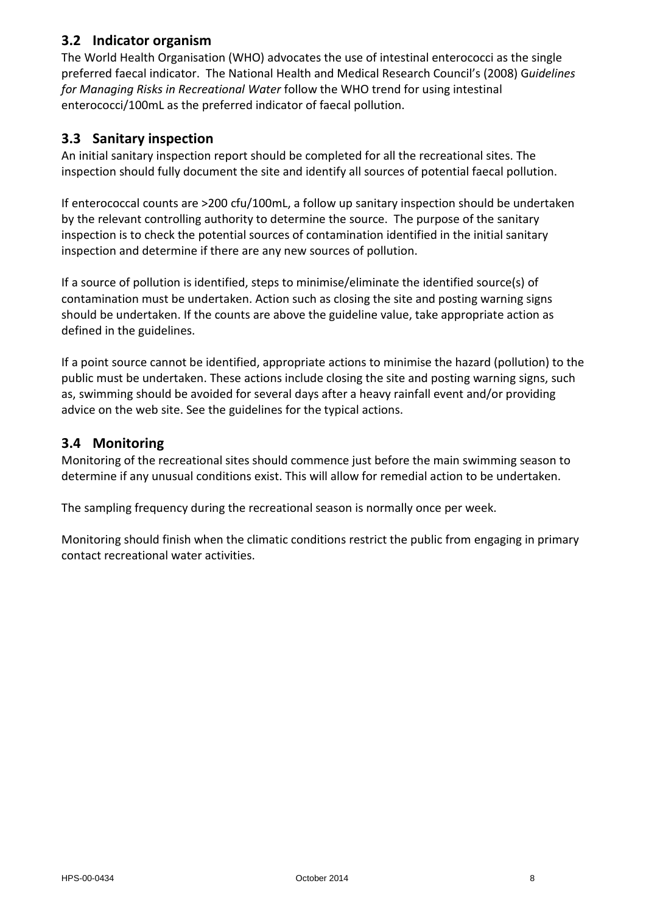## 3.2 Indicator organism

The World Health Organisation (WHO) advocates the use of intestinal enterococci as the single preferred faecal indicator. The National Health and Medical Research Council's (2008) G*uidelines for Managing Risks in Recreational Water* follow the WHO trend for using intestinal enterococci/100mL as the preferred indicator of faecal pollution.

## 3.3 Sanitary inspection

An initial sanitary inspection report should be completed for all the recreational sites. The inspection should fully document the site and identify all sources of potential faecal pollution.

If enterococcal counts are >200 cfu/100mL, a follow up sanitary inspection should be undertaken by the relevant controlling authority to determine the source. The purpose of the sanitary inspection is to check the potential sources of contamination identified in the initial sanitary inspection and determine if there are any new sources of pollution.

If a source of pollution is identified, steps to minimise/eliminate the identified source(s) of contamination must be undertaken. Action such as closing the site and posting warning signs should be undertaken. If the counts are above the guideline value, take appropriate action as defined in the guidelines.

If a point source cannot be identified, appropriate actions to minimise the hazard (pollution) to the public must be undertaken. These actions include closing the site and posting warning signs, such as, swimming should be avoided for several days after a heavy rainfall event and/or providing advice on the web site. See the guidelines for the typical actions.

## 3.4 Monitoring

Monitoring of the recreational sites should commence just before the main swimming season to determine if any unusual conditions exist. This will allow for remedial action to be undertaken.

The sampling frequency during the recreational season is normally once per week.

Monitoring should finish when the climatic conditions restrict the public from engaging in primary contact recreational water activities.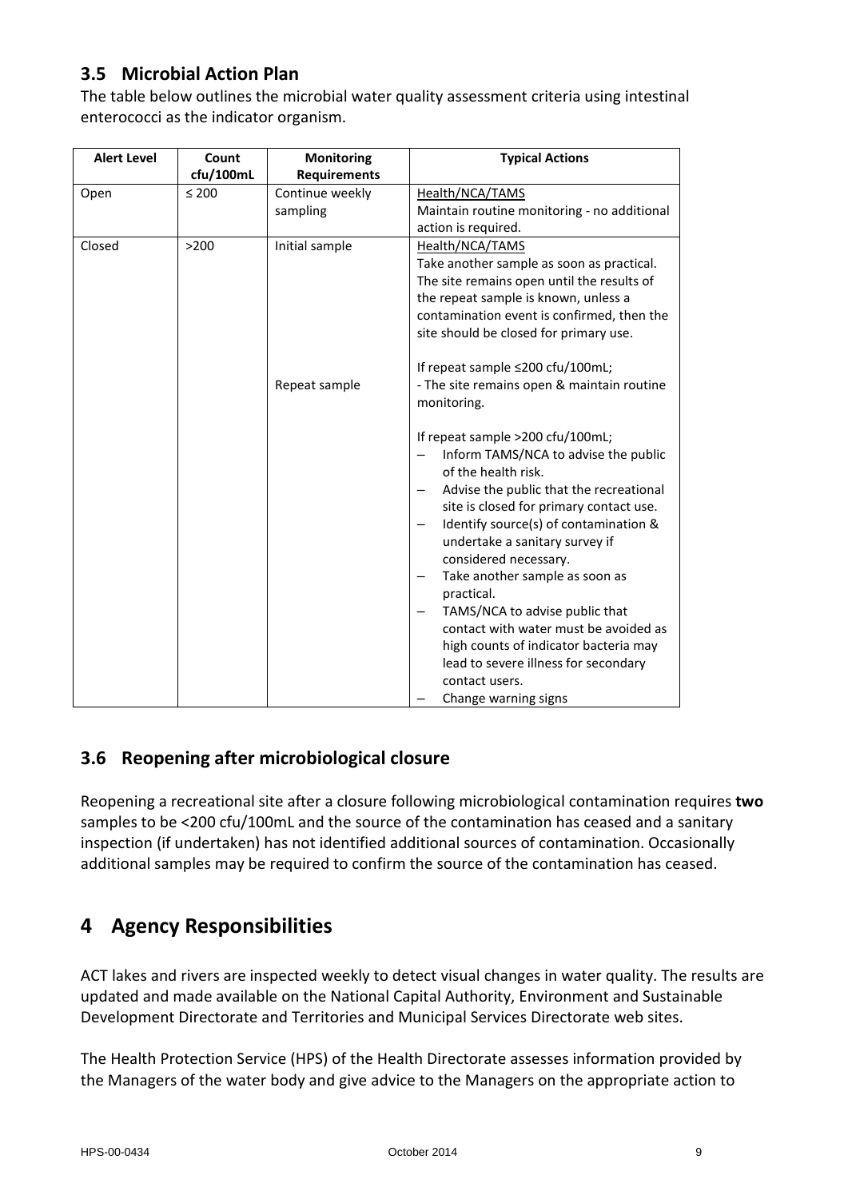## 3.5 Microbial Action Plan

The table below outlines the microbial water quality assessment criteria using intestinal enterococci as the indicator organism.

| Alert Level | Count cfu/100mL | Monitoring Requirements | Typical Actions |
|---|---|---|---|
| Open | ≤ 200 | Continue weekly sampling | <u>Health/NCA/TAMS</u><br>Maintain routine monitoring - no additional action is required. |
| Closed | >200 | Initial sample<br><br><br><br><br><br><br>Repeat sample | <u>Health/NCA/TAMS</u><br>Take another sample as soon as practical. The site remains open until the results of the repeat sample is known, unless a contamination event is confirmed, then the site should be closed for primary use.<br><br>If repeat sample ≤200 cfu/100mL;<br>- The site remains open & maintain routine monitoring.<br><br>If repeat sample >200 cfu/100mL;<br>– Inform TAMS/NCA to advise the public of the health risk.<br>– Advise the public that the recreational site is closed for primary contact use.<br>– Identify source(s) of contamination & undertake a sanitary survey if considered necessary.<br>– Take another sample as soon as practical.<br>– TAMS/NCA to advise public that contact with water must be avoided as high counts of indicator bacteria may lead to severe illness for secondary contact users.<br>– Change warning signs |

## 3.6 Reopening after microbiological closure

Reopening a recreational site after a closure following microbiological contamination requires **two** samples to be <200 cfu/100mL and the source of the contamination has ceased and a sanitary inspection (if undertaken) has not identified additional sources of contamination. Occasionally additional samples may be required to confirm the source of the contamination has ceased.

# 4 Agency Responsibilities

ACT lakes and rivers are inspected weekly to detect visual changes in water quality. The results are updated and made available on the National Capital Authority, Environment and Sustainable Development Directorate and Territories and Municipal Services Directorate web sites.

The Health Protection Service (HPS) of the Health Directorate assesses information provided by the Managers of the water body and give advice to the Managers on the appropriate action to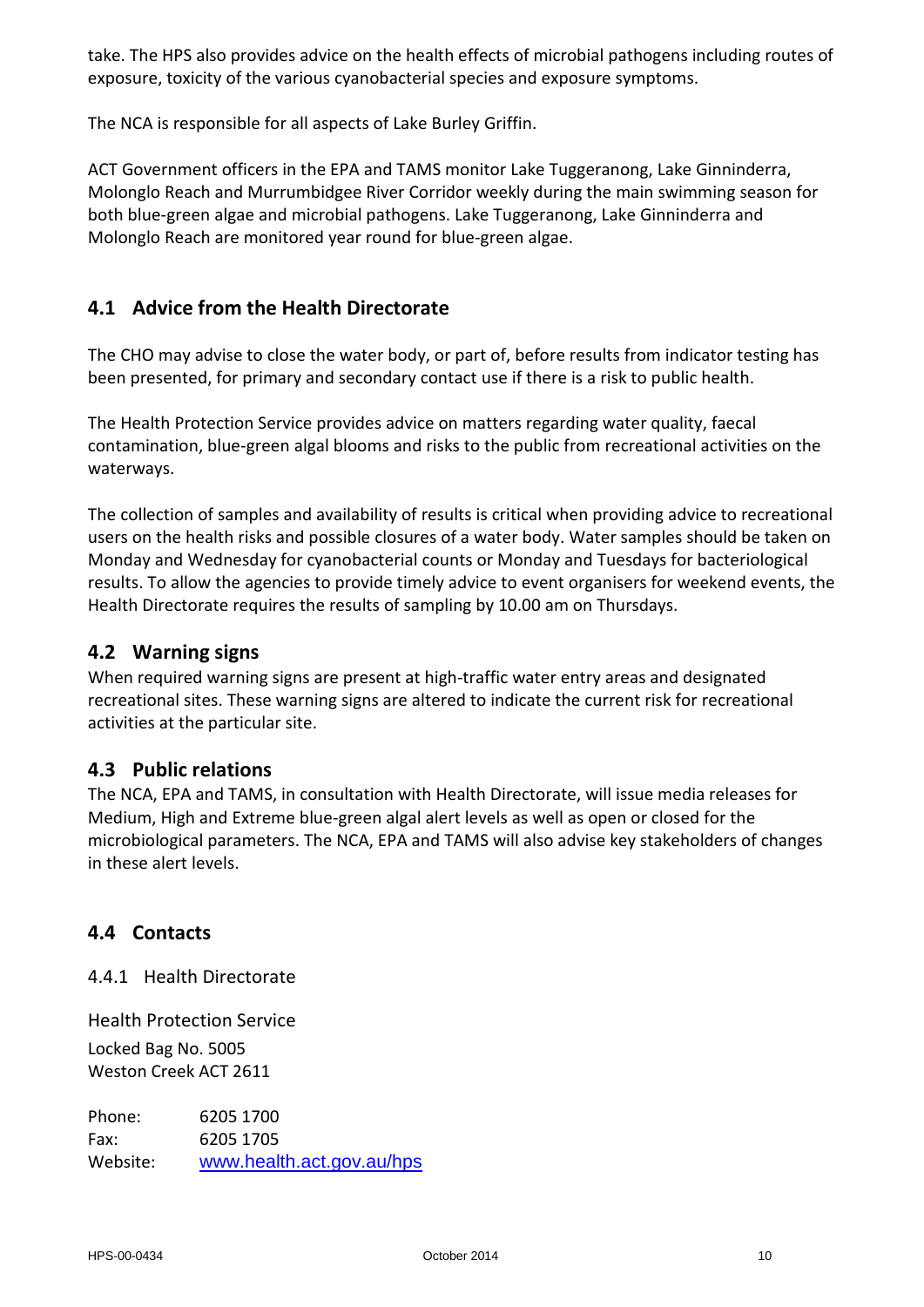take. The HPS also provides advice on the health effects of microbial pathogens including routes of exposure, toxicity of the various cyanobacterial species and exposure symptoms.

The NCA is responsible for all aspects of Lake Burley Griffin.

ACT Government officers in the EPA and TAMS monitor Lake Tuggeranong, Lake Ginninderra, Molonglo Reach and Murrumbidgee River Corridor weekly during the main swimming season for both blue-green algae and microbial pathogens. Lake Tuggeranong, Lake Ginninderra and Molonglo Reach are monitored year round for blue-green algae.

## 4.1 Advice from the Health Directorate

The CHO may advise to close the water body, or part of, before results from indicator testing has been presented, for primary and secondary contact use if there is a risk to public health.

The Health Protection Service provides advice on matters regarding water quality, faecal contamination, blue-green algal blooms and risks to the public from recreational activities on the waterways.

The collection of samples and availability of results is critical when providing advice to recreational users on the health risks and possible closures of a water body. Water samples should be taken on Monday and Wednesday for cyanobacterial counts or Monday and Tuesdays for bacteriological results. To allow the agencies to provide timely advice to event organisers for weekend events, the Health Directorate requires the results of sampling by 10.00 am on Thursdays.

## 4.2 Warning signs

When required warning signs are present at high-traffic water entry areas and designated recreational sites. These warning signs are altered to indicate the current risk for recreational activities at the particular site.

## 4.3 Public relations

The NCA, EPA and TAMS, in consultation with Health Directorate, will issue media releases for Medium, High and Extreme blue-green algal alert levels as well as open or closed for the microbiological parameters. The NCA, EPA and TAMS will also advise key stakeholders of changes in these alert levels.

## 4.4 Contacts

### 4.4.1 Health Directorate

Health Protection Service

Locked Bag No. 5005
Weston Creek ACT 2611

Phone: 6205 1700
Fax: 6205 1705
Website: www.health.act.gov.au/hps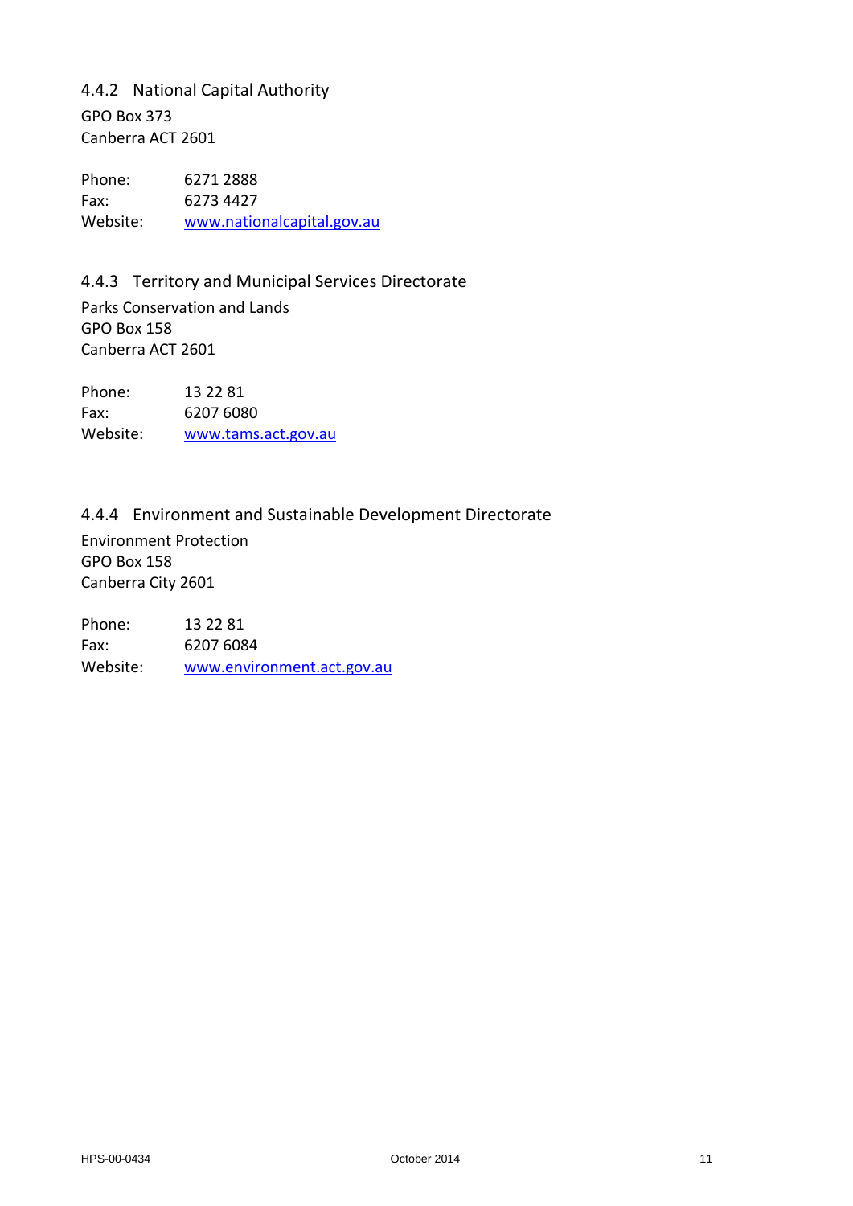### 4.4.2 National Capital Authority

GPO Box 373
Canberra ACT 2601

Phone: 6271 2888
Fax: 6273 4427
Website: www.nationalcapital.gov.au

### 4.4.3 Territory and Municipal Services Directorate

Parks Conservation and Lands
GPO Box 158
Canberra ACT 2601

Phone: 13 22 81
Fax: 6207 6080
Website: www.tams.act.gov.au

### 4.4.4 Environment and Sustainable Development Directorate

Environment Protection
GPO Box 158
Canberra City 2601

Phone: 13 22 81
Fax: 6207 6084
Website: www.environment.act.gov.au